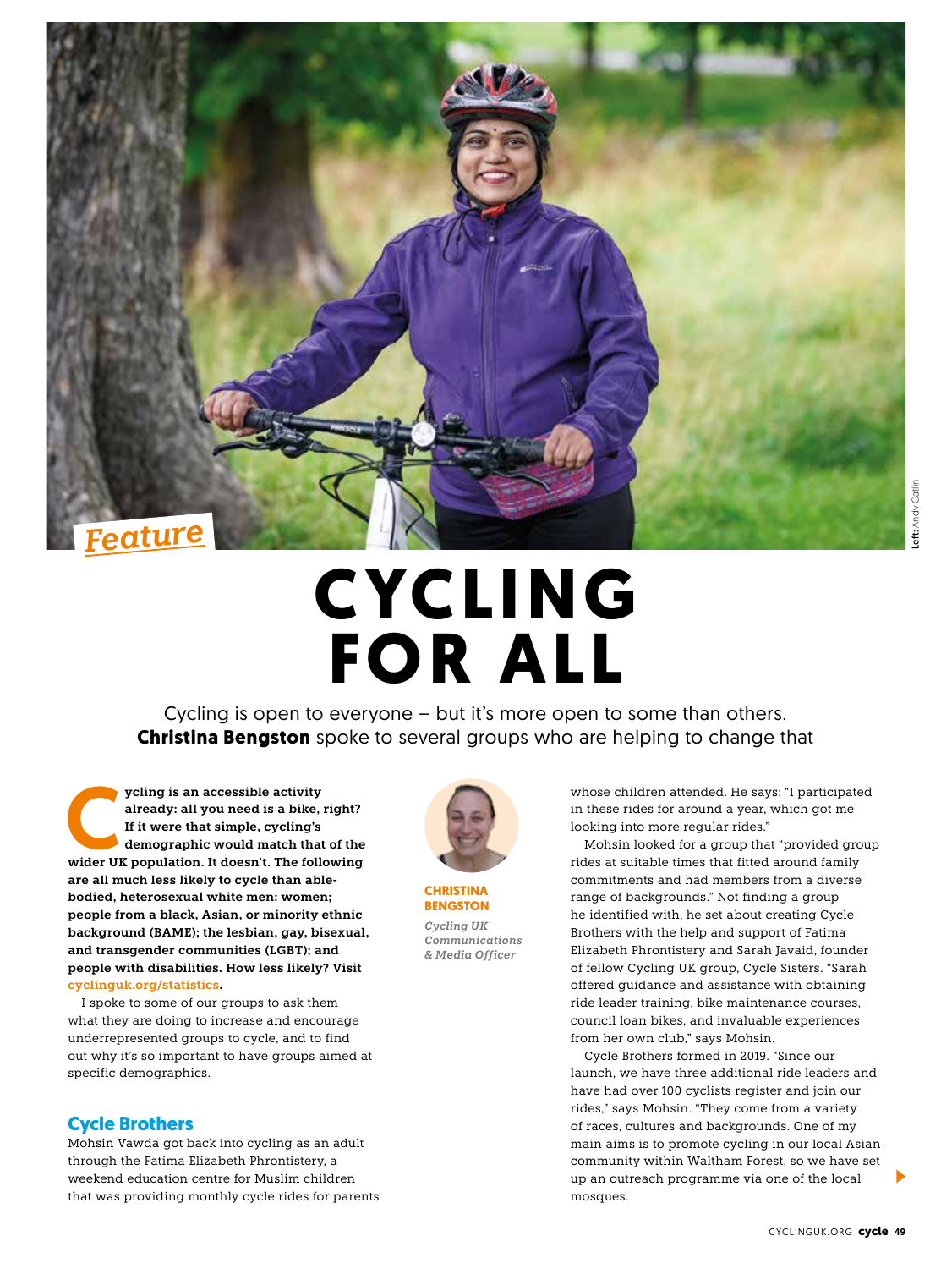Feature

# CYCLING FOR ALL

Cycling is open to everyone – but it's more open to some than others. **Christina Bengston** spoke to several groups who are helping to change that

**Cycling is an accessible activity already: all you need is a bike, right? If it were that simple, cycling's demographic would match that of the wider UK population. It doesn't. The following are all much less likely to cycle than able-bodied, heterosexual white men: women; people from a black, Asian, or minority ethnic background (BAME); the lesbian, gay, bisexual, and transgender communities (LGBT); and people with disabilities. How less likely? Visit cyclinguk.org/statistics.**

I spoke to some of our groups to ask them what they are doing to increase and encourage underrepresented groups to cycle, and to find out why it's so important to have groups aimed at specific demographics.

**CHRISTINA BENGSTON**
*Cycling UK Communications & Media Officer*

## Cycle Brothers

Mohsin Vawda got back into cycling as an adult through the Fatima Elizabeth Phrontistery, a weekend education centre for Muslim children that was providing monthly cycle rides for parents whose children attended. He says: "I participated in these rides for around a year, which got me looking into more regular rides."

Mohsin looked for a group that "provided group rides at suitable times that fitted around family commitments and had members from a diverse range of backgrounds." Not finding a group he identified with, he set about creating Cycle Brothers with the help and support of Fatima Elizabeth Phrontistery and Sarah Javaid, founder of fellow Cycling UK group, Cycle Sisters. "Sarah offered guidance and assistance with obtaining ride leader training, bike maintenance courses, council loan bikes, and invaluable experiences from her own club," says Mohsin.

Cycle Brothers formed in 2019. "Since our launch, we have three additional ride leaders and have had over 100 cyclists register and join our rides," says Mohsin. "They come from a variety of races, cultures and backgrounds. One of my main aims is to promote cycling in our local Asian community within Waltham Forest, so we have set up an outreach programme via one of the local mosques.

Left: Andy Catlin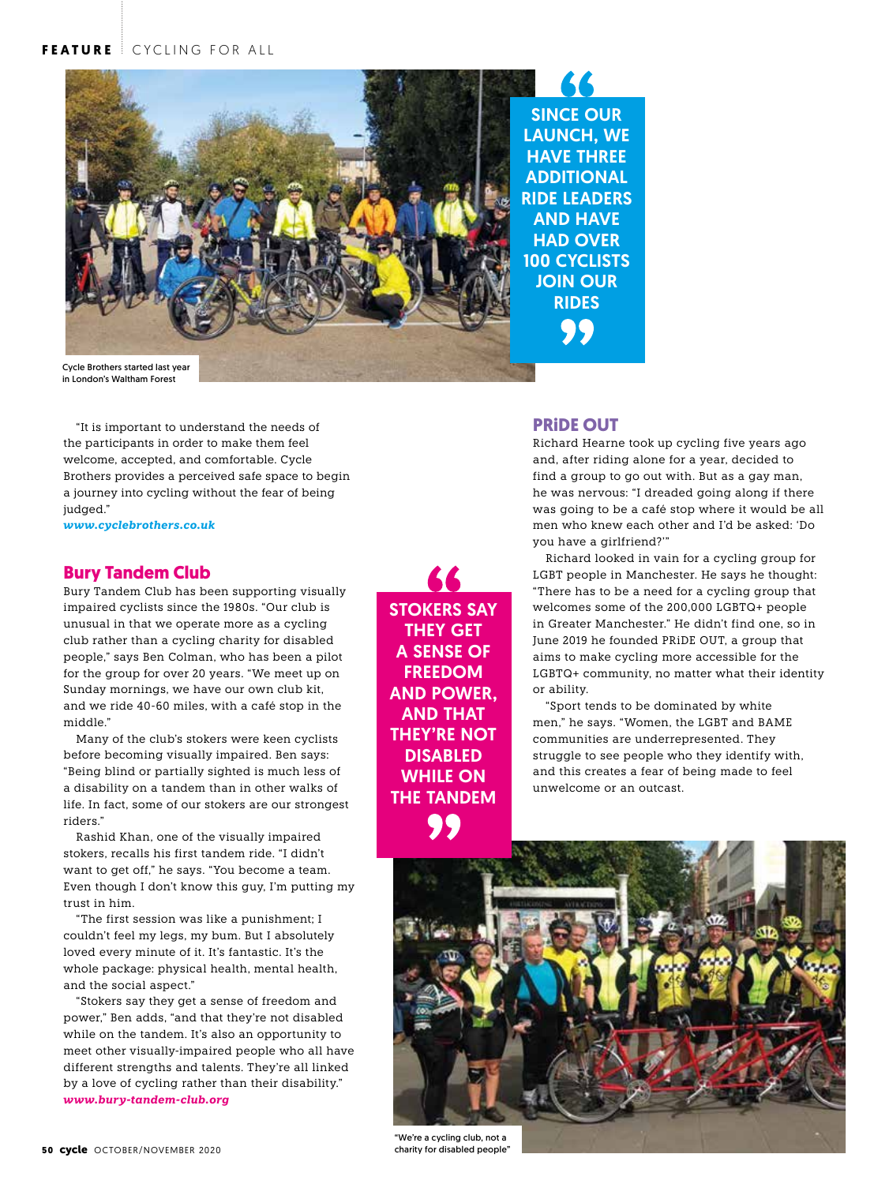Cycle Brothers started last year in London's Waltham Forest

> SINCE OUR LAUNCH, WE HAVE THREE ADDITIONAL RIDE LEADERS AND HAVE HAD OVER 100 CYCLISTS JOIN OUR RIDES

"It is important to understand the needs of the participants in order to make them feel welcome, accepted, and comfortable. Cycle Brothers provides a perceived safe space to begin a journey into cycling without the fear of being judged."

*www.cyclebrothers.co.uk*

## Bury Tandem Club

Bury Tandem Club has been supporting visually impaired cyclists since the 1980s. "Our club is unusual in that we operate more as a cycling club rather than a cycling charity for disabled people," says Ben Colman, who has been a pilot for the group for over 20 years. "We meet up on Sunday mornings, we have our own club kit, and we ride 40-60 miles, with a café stop in the middle."

Many of the club's stokers were keen cyclists before becoming visually impaired. Ben says: "Being blind or partially sighted is much less of a disability on a tandem than in other walks of life. In fact, some of our stokers are our strongest riders."

Rashid Khan, one of the visually impaired stokers, recalls his first tandem ride. "I didn't want to get off," he says. "You become a team. Even though I don't know this guy, I'm putting my trust in him.

"The first session was like a punishment; I couldn't feel my legs, my bum. But I absolutely loved every minute of it. It's fantastic. It's the whole package: physical health, mental health, and the social aspect."

"Stokers say they get a sense of freedom and power," Ben adds, "and that they're not disabled while on the tandem. It's also an opportunity to meet other visually-impaired people who all have different strengths and talents. They're all linked by a love of cycling rather than their disability."

*www.bury-tandem-club.org*

> STOKERS SAY THEY GET A SENSE OF FREEDOM AND POWER, AND THAT THEY'RE NOT DISABLED WHILE ON THE TANDEM

## PRiDE OUT

Richard Hearne took up cycling five years ago and, after riding alone for a year, decided to find a group to go out with. But as a gay man, he was nervous: "I dreaded going along if there was going to be a café stop where it would be all men who knew each other and I'd be asked: 'Do you have a girlfriend?'"

Richard looked in vain for a cycling group for LGBT people in Manchester. He says he thought: "There has to be a need for a cycling group that welcomes some of the 200,000 LGBTQ+ people in Greater Manchester." He didn't find one, so in June 2019 he founded PRiDE OUT, a group that aims to make cycling more accessible for the LGBTQ+ community, no matter what their identity or ability.

"Sport tends to be dominated by white men," he says. "Women, the LGBT and BAME communities are underrepresented. They struggle to see people who they identify with, and this creates a fear of being made to feel unwelcome or an outcast.

"We're a cycling club, not a charity for disabled people"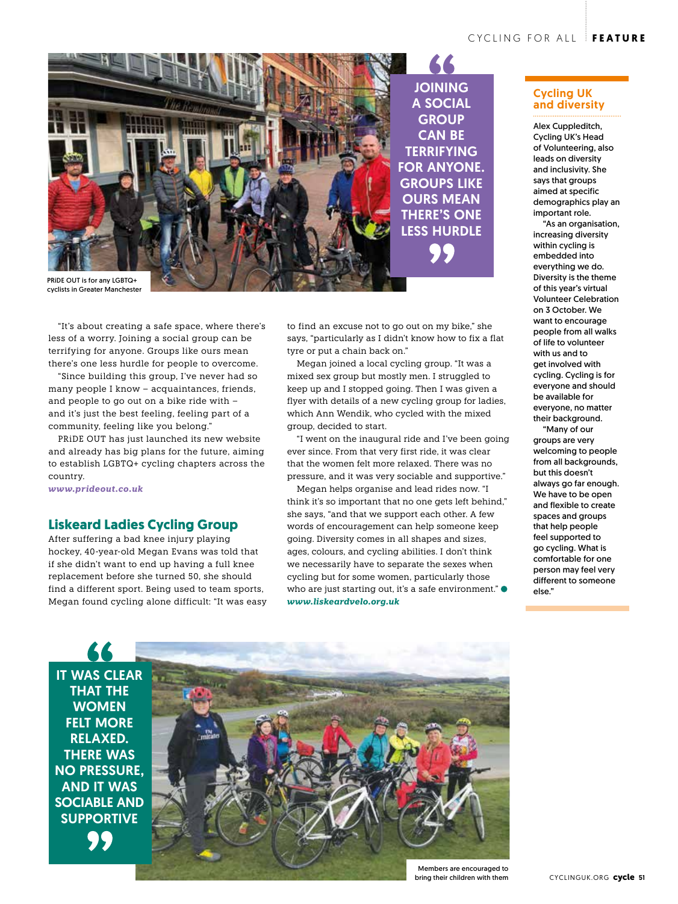> JOINING A SOCIAL GROUP CAN BE TERRIFYING FOR ANYONE. GROUPS LIKE OURS MEAN THERE'S ONE LESS HURDLE

PRiDE OUT is for any LGBTQ+ cyclists in Greater Manchester

"It's about creating a safe space, where there's less of a worry. Joining a social group can be terrifying for anyone. Groups like ours mean there's one less hurdle for people to overcome.

"Since building this group, I've never had so many people I know – acquaintances, friends, and people to go out on a bike ride with – and it's just the best feeling, feeling part of a community, feeling like you belong."

PRiDE OUT has just launched its new website and already has big plans for the future, aiming to establish LGBTQ+ cycling chapters across the country.

***www.prideout.co.uk***

## Liskeard Ladies Cycling Group

After suffering a bad knee injury playing hockey, 40-year-old Megan Evans was told that if she didn't want to end up having a full knee replacement before she turned 50, she should find a different sport. Being used to team sports, Megan found cycling alone difficult: "It was easy to find an excuse not to go out on my bike," she says, "particularly as I didn't know how to fix a flat tyre or put a chain back on."

Megan joined a local cycling group. "It was a mixed sex group but mostly men. I struggled to keep up and I stopped going. Then I was given a flyer with details of a new cycling group for ladies, which Ann Wendik, who cycled with the mixed group, decided to start.

"I went on the inaugural ride and I've been going ever since. From that very first ride, it was clear that the women felt more relaxed. There was no pressure, and it was very sociable and supportive."

Megan helps organise and lead rides now. "I think it's so important that no one gets left behind," she says, "and that we support each other. A few words of encouragement can help someone keep going. Diversity comes in all shapes and sizes, ages, colours, and cycling abilities. I don't think we necessarily have to separate the sexes when cycling but for some women, particularly those who are just starting out, it's a safe environment." ●

***www.liskeardvelo.org.uk***

### Cycling UK and diversity

Alex Cuppleditch, Cycling UK's Head of Volunteering, also leads on diversity and inclusivity. She says that groups aimed at specific demographics play an important role.

"As an organisation, increasing diversity within cycling is embedded into everything we do. Diversity is the theme of this year's virtual Volunteer Celebration on 3 October. We want to encourage people from all walks of life to volunteer with us and to get involved with cycling. Cycling is for everyone and should be available for everyone, no matter their background.

"Many of our groups are very welcoming to people from all backgrounds, but this doesn't always go far enough. We have to be open and flexible to create spaces and groups that help people feel supported to go cycling. What is comfortable for one person may feel very different to someone else."

> IT WAS CLEAR THAT THE WOMEN FELT MORE RELAXED. THERE WAS NO PRESSURE, AND IT WAS SOCIABLE AND SUPPORTIVE

Members are encouraged to bring their children with them